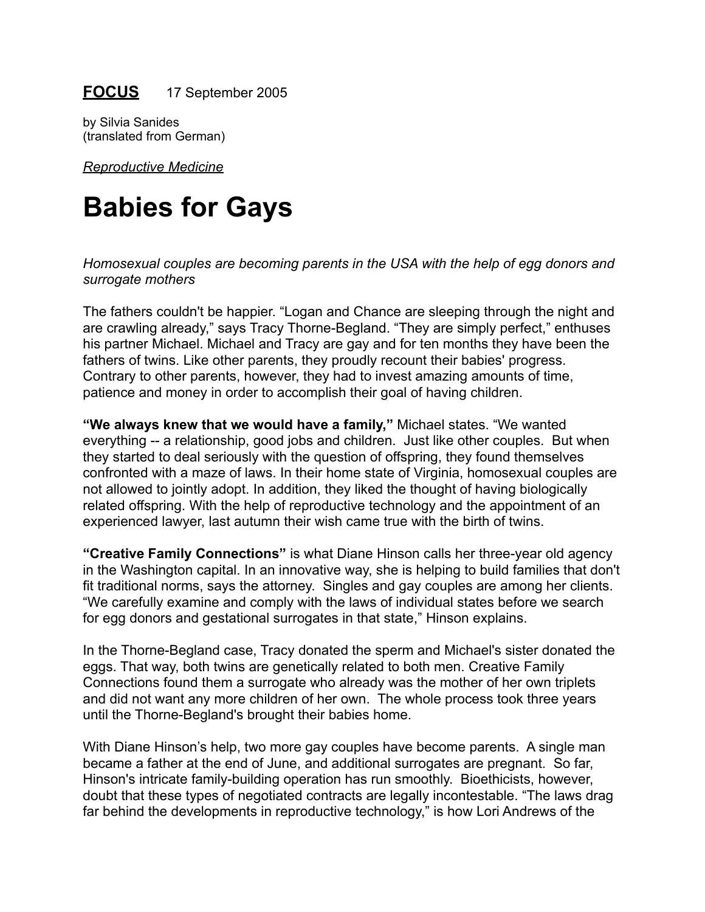**FOCUS** 17 September 2005

by Silvia Sanides
(translated from German)

*Reproductive Medicine*

# Babies for Gays

*Homosexual couples are becoming parents in the USA with the help of egg donors and surrogate mothers*

The fathers couldn't be happier. "Logan and Chance are sleeping through the night and are crawling already," says Tracy Thorne-Begland. "They are simply perfect," enthuses his partner Michael. Michael and Tracy are gay and for ten months they have been the fathers of twins. Like other parents, they proudly recount their babies' progress. Contrary to other parents, however, they had to invest amazing amounts of time, patience and money in order to accomplish their goal of having children.

**"We always knew that we would have a family,"** Michael states. "We wanted everything -- a relationship, good jobs and children. Just like other couples. But when they started to deal seriously with the question of offspring, they found themselves confronted with a maze of laws. In their home state of Virginia, homosexual couples are not allowed to jointly adopt. In addition, they liked the thought of having biologically related offspring. With the help of reproductive technology and the appointment of an experienced lawyer, last autumn their wish came true with the birth of twins.

**"Creative Family Connections"** is what Diane Hinson calls her three-year old agency in the Washington capital. In an innovative way, she is helping to build families that don't fit traditional norms, says the attorney. Singles and gay couples are among her clients. "We carefully examine and comply with the laws of individual states before we search for egg donors and gestational surrogates in that state," Hinson explains.

In the Thorne-Begland case, Tracy donated the sperm and Michael's sister donated the eggs. That way, both twins are genetically related to both men. Creative Family Connections found them a surrogate who already was the mother of her own triplets and did not want any more children of her own. The whole process took three years until the Thorne-Begland's brought their babies home.

With Diane Hinson's help, two more gay couples have become parents. A single man became a father at the end of June, and additional surrogates are pregnant. So far, Hinson's intricate family-building operation has run smoothly. Bioethicists, however, doubt that these types of negotiated contracts are legally incontestable. "The laws drag far behind the developments in reproductive technology," is how Lori Andrews of the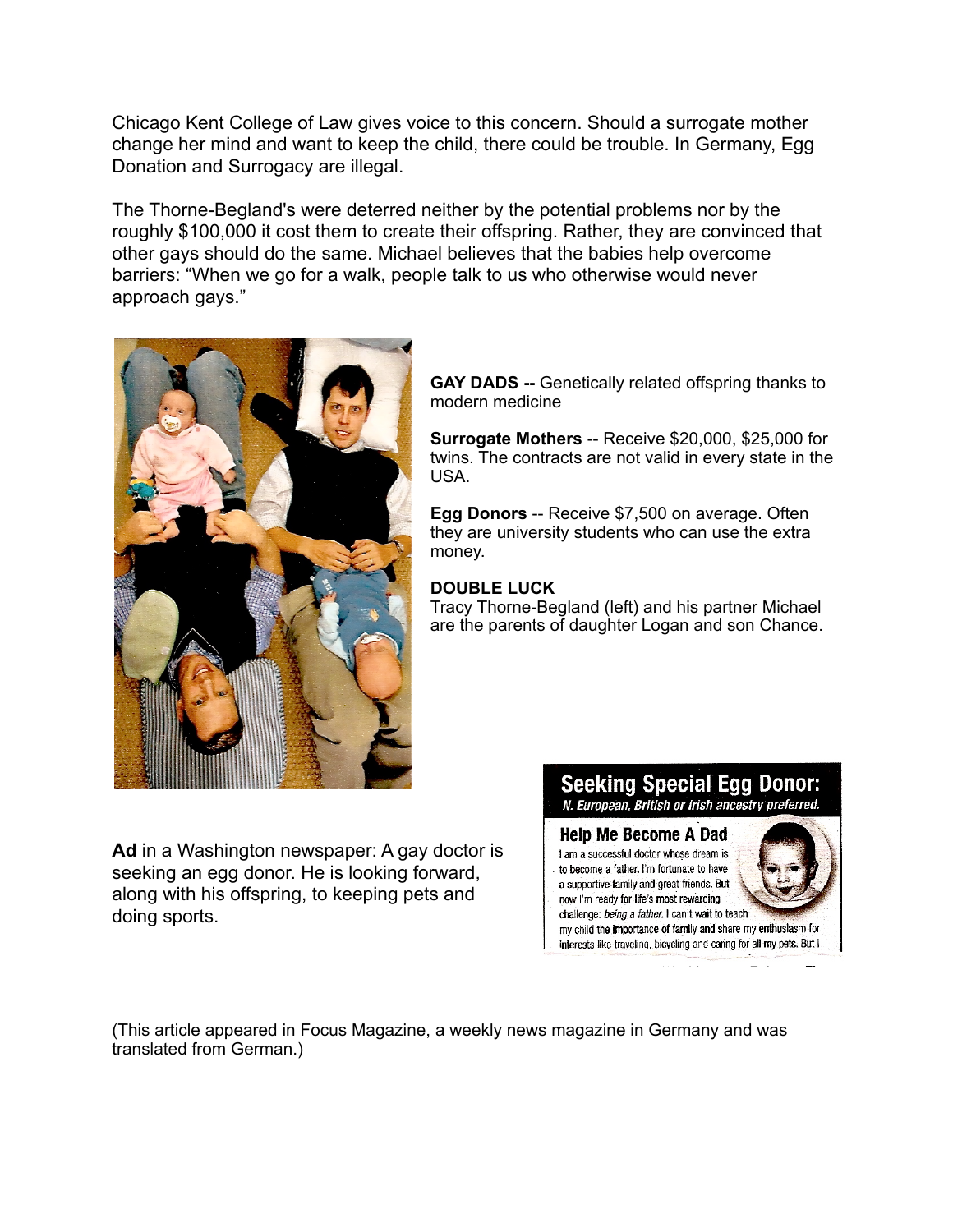Chicago Kent College of Law gives voice to this concern. Should a surrogate mother change her mind and want to keep the child, there could be trouble. In Germany, Egg Donation and Surrogacy are illegal.

The Thorne-Begland's were deterred neither by the potential problems nor by the roughly $100,000 it cost them to create their offspring. Rather, they are convinced that other gays should do the same. Michael believes that the babies help overcome barriers: “When we go for a walk, people talk to us who otherwise would never approach gays.”

**GAY DADS --** Genetically related offspring thanks to modern medicine

**Surrogate Mothers** -- Receive $20,000, $25,000 for twins. The contracts are not valid in every state in the USA.

**Egg Donors** -- Receive $7,500 on average. Often they are university students who can use the extra money.

**DOUBLE LUCK**
Tracy Thorne-Begland (left) and his partner Michael are the parents of daughter Logan and son Chance.

**Ad** in a Washington newspaper: A gay doctor is seeking an egg donor. He is looking forward, along with his offspring, to keeping pets and doing sports.

**Seeking Special Egg Donor:**
*N. European, British or Irish ancestry preferred.*

**Help Me Become A Dad**
I am a successful doctor whose dream is to become a father. I'm fortunate to have a supportive family and great friends. But now I'm ready for life's most rewarding challenge: *being a father*. I can't wait to teach my child the importance of family and share my enthusiasm for interests like traveling, bicycling and caring for all my pets. But I

(This article appeared in Focus Magazine, a weekly news magazine in Germany and was translated from German.)